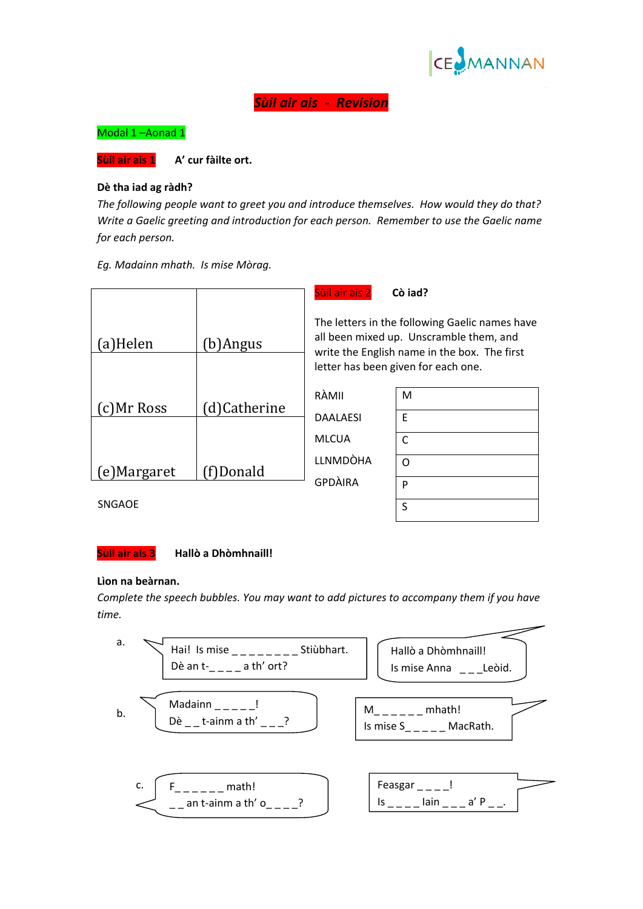# Sùil air ais - Revision

**Modal 1 –Aonad 1**

**Sùil air ais 1** **A' cur fàilte ort.**

**Dè tha iad ag ràdh?**

*The following people want to greet you and introduce themselves. How would they do that? Write a Gaelic greeting and introduction for each person. Remember to use the Gaelic name for each person.*

*Eg. Madainn mhath. Is mise Mòrag.*

| | |
|---|---|
| (a)Helen | (b)Angus |
| (c)Mr Ross | (d)Catherine |
| (e)Margaret | (f)Donald |

**Sùil air ais 2** **Cò iad?**

The letters in the following Gaelic names have all been mixed up. Unscramble them, and write the English name in the box. The first letter has been given for each one.

| | |
|---|---|
| RÀMII | M |
| DAALAESI | E |
| MLCUA | C |
| LLNMDÒHA | O |
| GPDÀIRA | P |
| SNGAOE | S |

**Sùil air ais 3** **Hallò a Dhòmhnaill!**

**Lìon na beàrnan.**

*Complete the speech bubbles. You may want to add pictures to accompany them if you have time.*

a.
Hai! Is mise _ _ _ _ _ _ _ _ Stiùbhart.
Dè an t-_ _ _ _ a th' ort?

Hallò a Dhòmhnaill!
Is mise Anna _ _ _Leòid.

b.
Madainn _ _ _ _ _!
Dè _ _ t-ainm a th' _ _ _?

M_ _ _ _ _ _ mhath!
Is mise S_ _ _ _ _ MacRath.

c.
F_ _ _ _ _ _ math!
_ _ an t-ainm a th' o_ _ _ _?

Feasgar _ _ _ _!
Is _ _ _ _ Iain _ _ _ a' P _ _.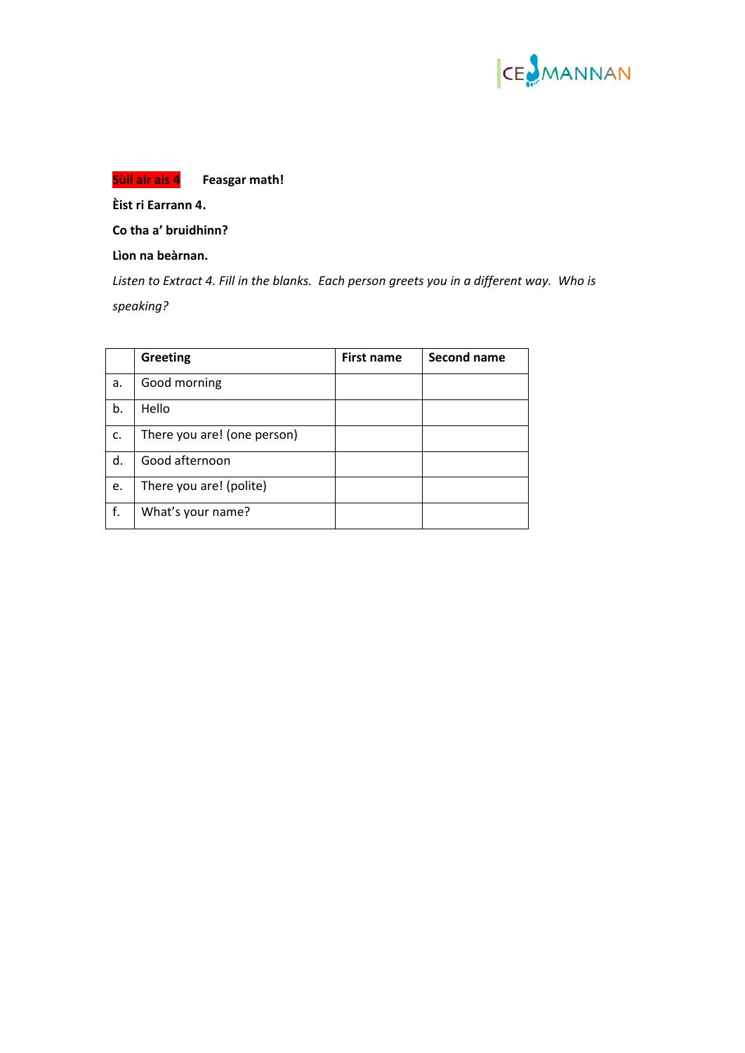**Sùil air ais 4** **Feasgar math!**

**Èist ri Earrann 4.**

**Co tha a' bruidhinn?**

**Lìon na beàrnan.**

*Listen to Extract 4. Fill in the blanks. Each person greets you in a different way. Who is speaking?*

| | Greeting | First name | Second name |
|---|---|---|---|
| a. | Good morning | | |
| b. | Hello | | |
| c. | There you are! (one person) | | |
| d. | Good afternoon | | |
| e. | There you are! (polite) | | |
| f. | What's your name? | | |